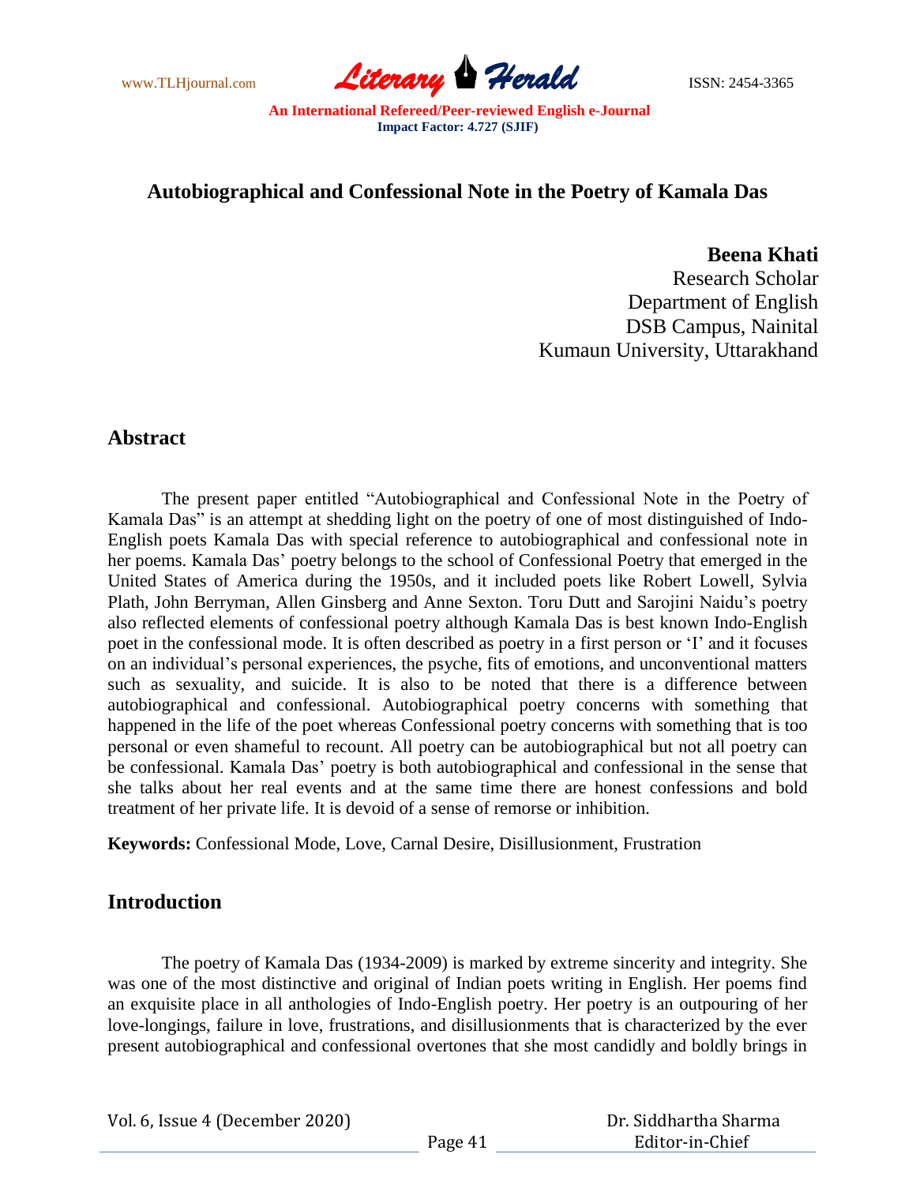# Autobiographical and Confessional Note in the Poetry of Kamala Das

**Beena Khati**
Research Scholar
Department of English
DSB Campus, Nainital
Kumaun University, Uttarakhand

## Abstract

The present paper entitled "Autobiographical and Confessional Note in the Poetry of Kamala Das" is an attempt at shedding light on the poetry of one of most distinguished of Indo-English poets Kamala Das with special reference to autobiographical and confessional note in her poems. Kamala Das' poetry belongs to the school of Confessional Poetry that emerged in the United States of America during the 1950s, and it included poets like Robert Lowell, Sylvia Plath, John Berryman, Allen Ginsberg and Anne Sexton. Toru Dutt and Sarojini Naidu's poetry also reflected elements of confessional poetry although Kamala Das is best known Indo-English poet in the confessional mode. It is often described as poetry in a first person or 'I' and it focuses on an individual's personal experiences, the psyche, fits of emotions, and unconventional matters such as sexuality, and suicide. It is also to be noted that there is a difference between autobiographical and confessional. Autobiographical poetry concerns with something that happened in the life of the poet whereas Confessional poetry concerns with something that is too personal or even shameful to recount. All poetry can be autobiographical but not all poetry can be confessional. Kamala Das' poetry is both autobiographical and confessional in the sense that she talks about her real events and at the same time there are honest confessions and bold treatment of her private life. It is devoid of a sense of remorse or inhibition.

**Keywords:** Confessional Mode, Love, Carnal Desire, Disillusionment, Frustration

## Introduction

The poetry of Kamala Das (1934-2009) is marked by extreme sincerity and integrity. She was one of the most distinctive and original of Indian poets writing in English. Her poems find an exquisite place in all anthologies of Indo-English poetry. Her poetry is an outpouring of her love-longings, failure in love, frustrations, and disillusionments that is characterized by the ever present autobiographical and confessional overtones that she most candidly and boldly brings in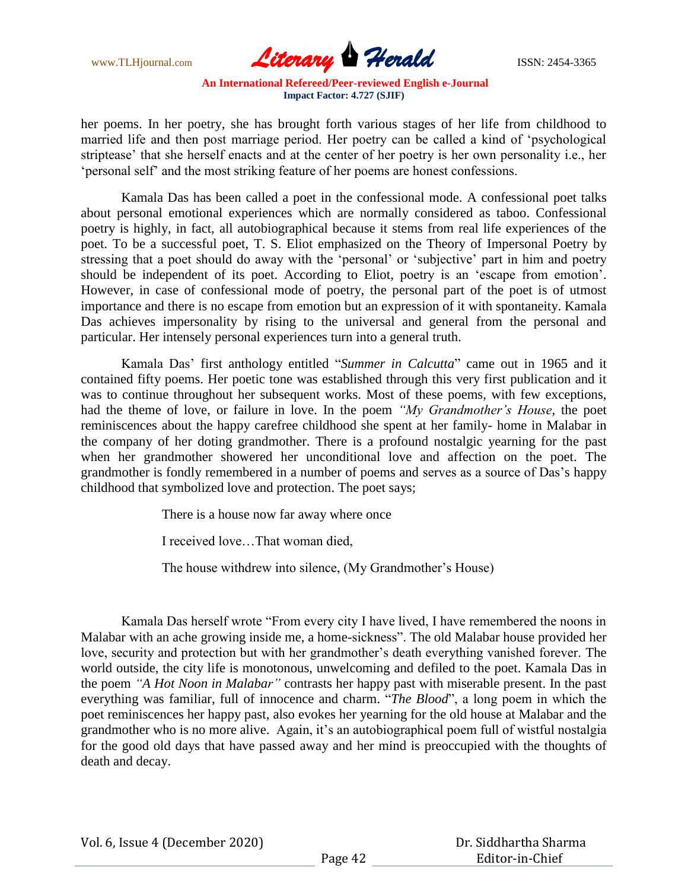her poems. In her poetry, she has brought forth various stages of her life from childhood to married life and then post marriage period. Her poetry can be called a kind of 'psychological striptease' that she herself enacts and at the center of her poetry is her own personality i.e., her 'personal self' and the most striking feature of her poems are honest confessions.

Kamala Das has been called a poet in the confessional mode. A confessional poet talks about personal emotional experiences which are normally considered as taboo. Confessional poetry is highly, in fact, all autobiographical because it stems from real life experiences of the poet. To be a successful poet, T. S. Eliot emphasized on the Theory of Impersonal Poetry by stressing that a poet should do away with the 'personal' or 'subjective' part in him and poetry should be independent of its poet. According to Eliot, poetry is an 'escape from emotion'. However, in case of confessional mode of poetry, the personal part of the poet is of utmost importance and there is no escape from emotion but an expression of it with spontaneity. Kamala Das achieves impersonality by rising to the universal and general from the personal and particular. Her intensely personal experiences turn into a general truth.

Kamala Das' first anthology entitled "*Summer in Calcutta*" came out in 1965 and it contained fifty poems. Her poetic tone was established through this very first publication and it was to continue throughout her subsequent works. Most of these poems, with few exceptions, had the theme of love, or failure in love. In the poem *"My Grandmother's House,* the poet reminiscences about the happy carefree childhood she spent at her family- home in Malabar in the company of her doting grandmother. There is a profound nostalgic yearning for the past when her grandmother showered her unconditional love and affection on the poet. The grandmother is fondly remembered in a number of poems and serves as a source of Das's happy childhood that symbolized love and protection. The poet says;

> There is a house now far away where once
>
> I received love…That woman died,
>
> The house withdrew into silence, (My Grandmother's House)

Kamala Das herself wrote "From every city I have lived, I have remembered the noons in Malabar with an ache growing inside me, a home-sickness". The old Malabar house provided her love, security and protection but with her grandmother's death everything vanished forever. The world outside, the city life is monotonous, unwelcoming and defiled to the poet. Kamala Das in the poem *"A Hot Noon in Malabar"* contrasts her happy past with miserable present. In the past everything was familiar, full of innocence and charm. "*The Blood*", a long poem in which the poet reminiscences her happy past, also evokes her yearning for the old house at Malabar and the grandmother who is no more alive. Again, it's an autobiographical poem full of wistful nostalgia for the good old days that have passed away and her mind is preoccupied with the thoughts of death and decay.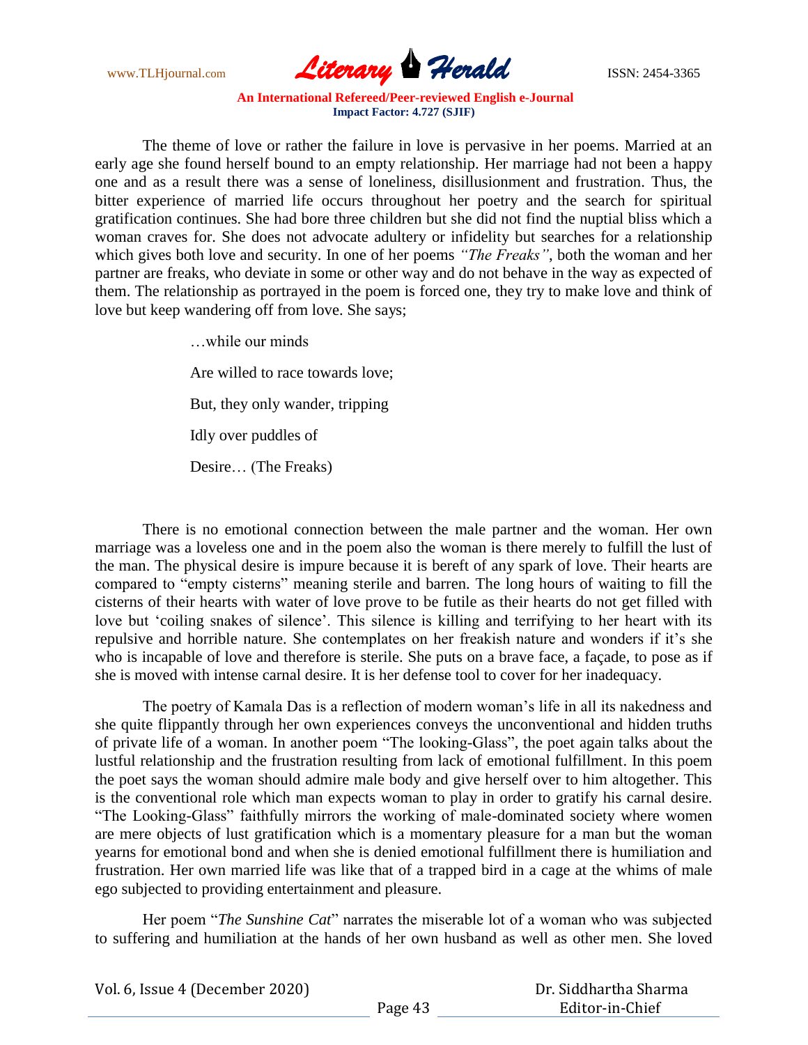The theme of love or rather the failure in love is pervasive in her poems. Married at an early age she found herself bound to an empty relationship. Her marriage had not been a happy one and as a result there was a sense of loneliness, disillusionment and frustration. Thus, the bitter experience of married life occurs throughout her poetry and the search for spiritual gratification continues. She had bore three children but she did not find the nuptial bliss which a woman craves for. She does not advocate adultery or infidelity but searches for a relationship which gives both love and security. In one of her poems *"The Freaks"*, both the woman and her partner are freaks, who deviate in some or other way and do not behave in the way as expected of them. The relationship as portrayed in the poem is forced one, they try to make love and think of love but keep wandering off from love. She says;

> …while our minds
>
> Are willed to race towards love;
>
> But, they only wander, tripping
>
> Idly over puddles of
>
> Desire… (The Freaks)

There is no emotional connection between the male partner and the woman. Her own marriage was a loveless one and in the poem also the woman is there merely to fulfill the lust of the man. The physical desire is impure because it is bereft of any spark of love. Their hearts are compared to "empty cisterns" meaning sterile and barren. The long hours of waiting to fill the cisterns of their hearts with water of love prove to be futile as their hearts do not get filled with love but 'coiling snakes of silence'. This silence is killing and terrifying to her heart with its repulsive and horrible nature. She contemplates on her freakish nature and wonders if it's she who is incapable of love and therefore is sterile. She puts on a brave face, a façade, to pose as if she is moved with intense carnal desire. It is her defense tool to cover for her inadequacy.

The poetry of Kamala Das is a reflection of modern woman's life in all its nakedness and she quite flippantly through her own experiences conveys the unconventional and hidden truths of private life of a woman. In another poem "The looking-Glass", the poet again talks about the lustful relationship and the frustration resulting from lack of emotional fulfillment. In this poem the poet says the woman should admire male body and give herself over to him altogether. This is the conventional role which man expects woman to play in order to gratify his carnal desire. "The Looking-Glass" faithfully mirrors the working of male-dominated society where women are mere objects of lust gratification which is a momentary pleasure for a man but the woman yearns for emotional bond and when she is denied emotional fulfillment there is humiliation and frustration. Her own married life was like that of a trapped bird in a cage at the whims of male ego subjected to providing entertainment and pleasure.

Her poem "*The Sunshine Cat*" narrates the miserable lot of a woman who was subjected to suffering and humiliation at the hands of her own husband as well as other men. She loved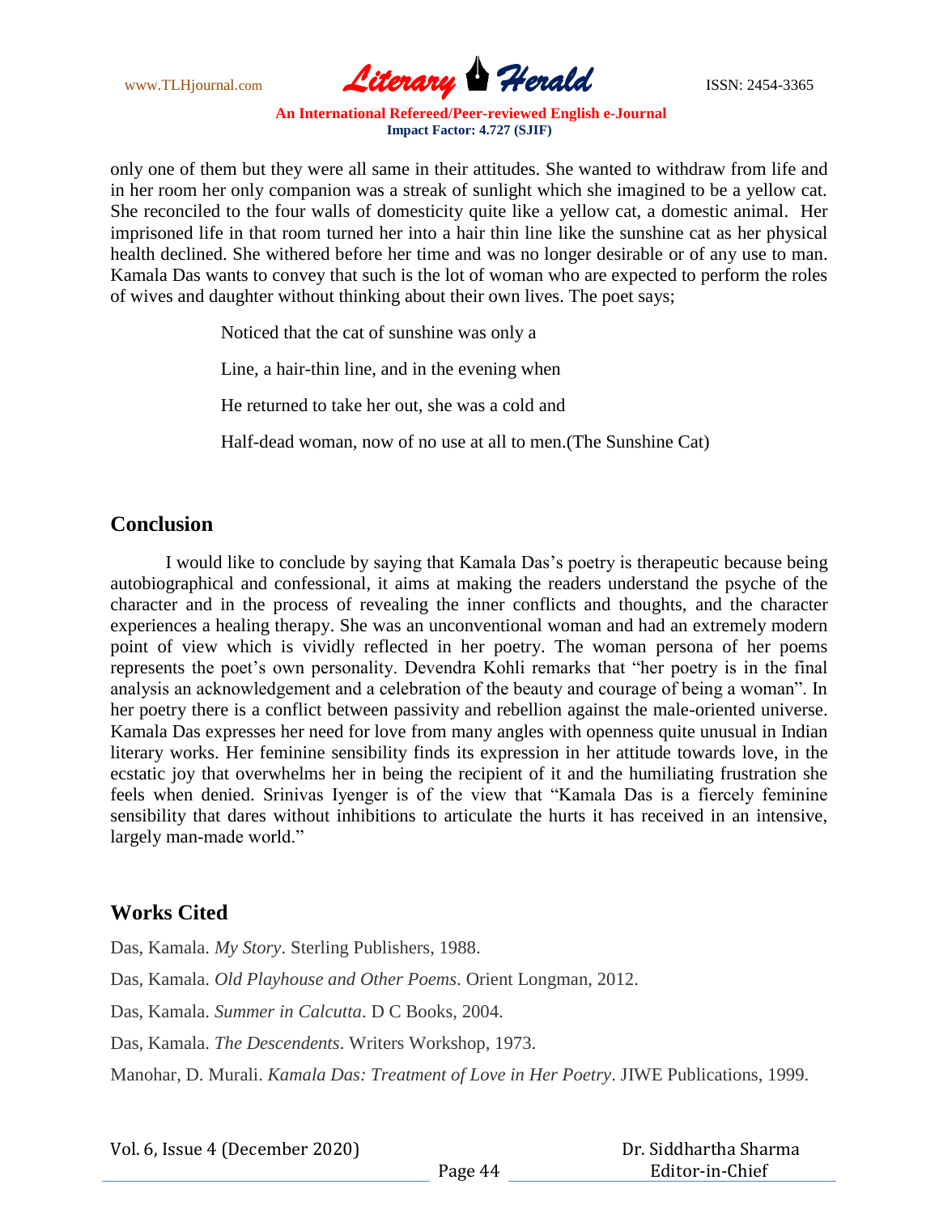only one of them but they were all same in their attitudes. She wanted to withdraw from life and in her room her only companion was a streak of sunlight which she imagined to be a yellow cat. She reconciled to the four walls of domesticity quite like a yellow cat, a domestic animal. Her imprisoned life in that room turned her into a hair thin line like the sunshine cat as her physical health declined. She withered before her time and was no longer desirable or of any use to man. Kamala Das wants to convey that such is the lot of woman who are expected to perform the roles of wives and daughter without thinking about their own lives. The poet says;

> Noticed that the cat of sunshine was only a
>
> Line, a hair-thin line, and in the evening when
>
> He returned to take her out, she was a cold and
>
> Half-dead woman, now of no use at all to men.(The Sunshine Cat)

## Conclusion

I would like to conclude by saying that Kamala Das's poetry is therapeutic because being autobiographical and confessional, it aims at making the readers understand the psyche of the character and in the process of revealing the inner conflicts and thoughts, and the character experiences a healing therapy. She was an unconventional woman and had an extremely modern point of view which is vividly reflected in her poetry. The woman persona of her poems represents the poet's own personality. Devendra Kohli remarks that "her poetry is in the final analysis an acknowledgement and a celebration of the beauty and courage of being a woman". In her poetry there is a conflict between passivity and rebellion against the male-oriented universe. Kamala Das expresses her need for love from many angles with openness quite unusual in Indian literary works. Her feminine sensibility finds its expression in her attitude towards love, in the ecstatic joy that overwhelms her in being the recipient of it and the humiliating frustration she feels when denied. Srinivas Iyenger is of the view that "Kamala Das is a fiercely feminine sensibility that dares without inhibitions to articulate the hurts it has received in an intensive, largely man-made world."

## Works Cited

Das, Kamala. *My Story*. Sterling Publishers, 1988.

Das, Kamala. *Old Playhouse and Other Poems*. Orient Longman, 2012.

Das, Kamala. *Summer in Calcutta*. D C Books, 2004.

Das, Kamala. *The Descendents*. Writers Workshop, 1973.

Manohar, D. Murali. *Kamala Das: Treatment of Love in Her Poetry*. JIWE Publications, 1999.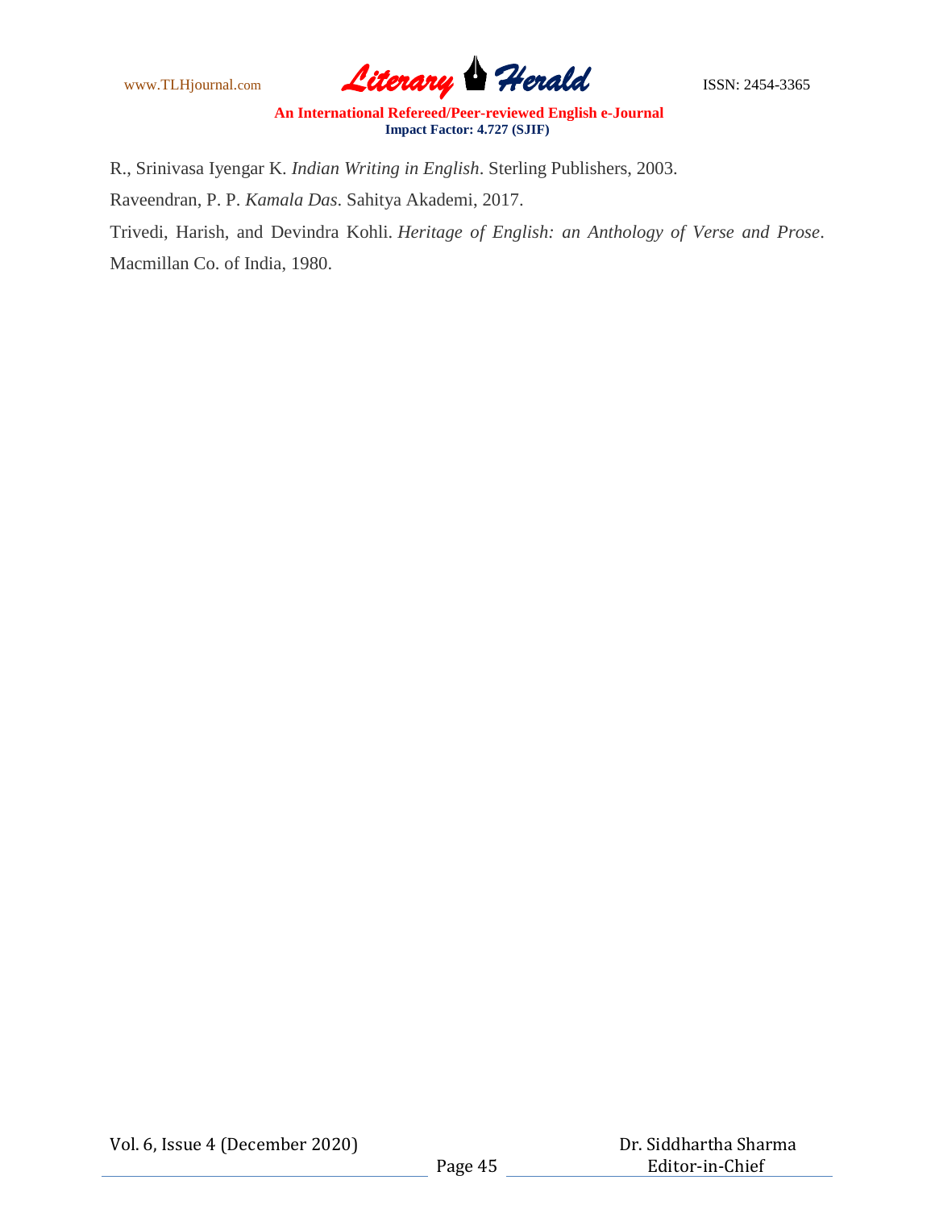R., Srinivasa Iyengar K. *Indian Writing in English*. Sterling Publishers, 2003.

Raveendran, P. P. *Kamala Das*. Sahitya Akademi, 2017.

Trivedi, Harish, and Devindra Kohli. *Heritage of English: an Anthology of Verse and Prose*. Macmillan Co. of India, 1980.